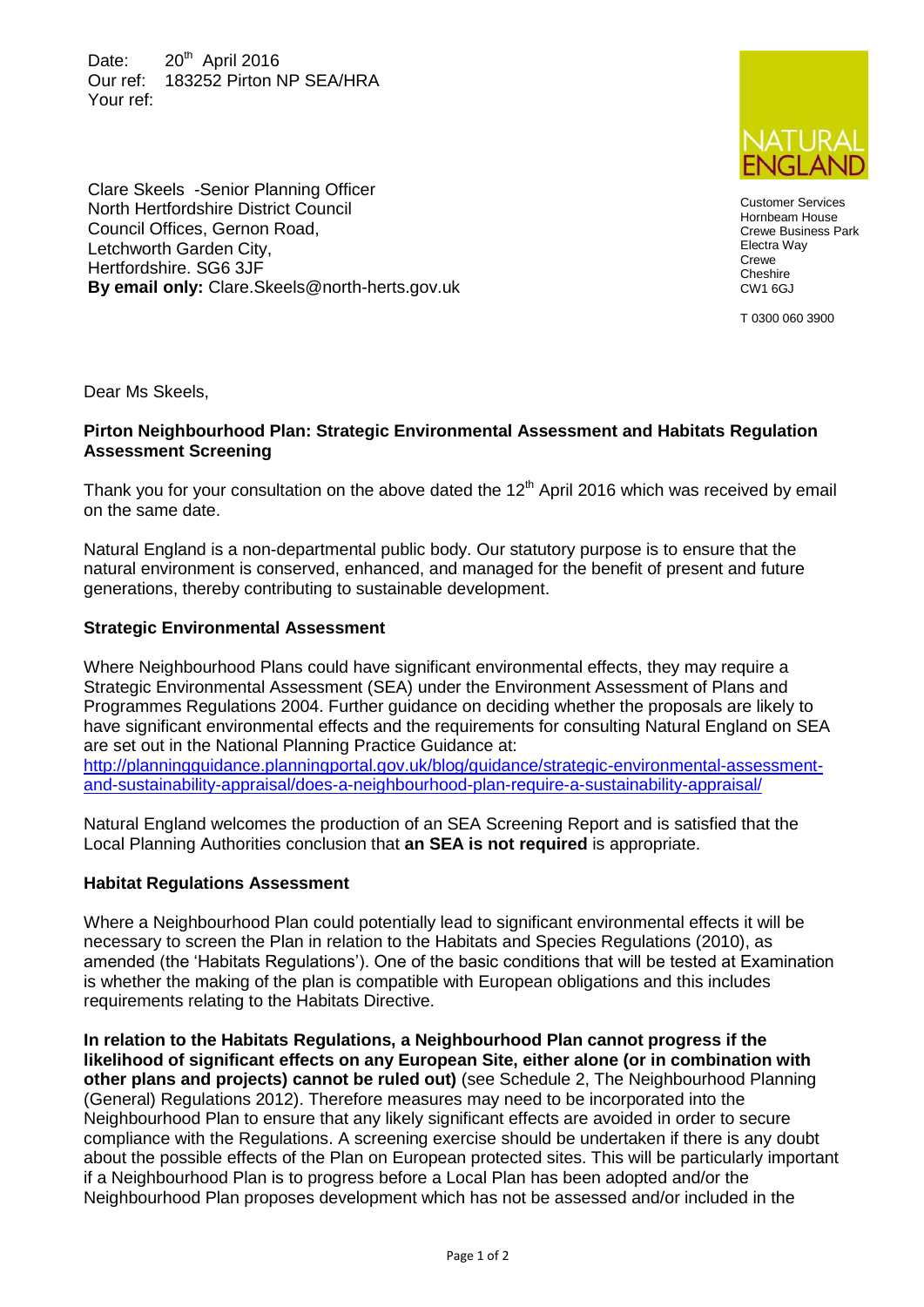Date: 20th April 2016
Our ref: 183252 Pirton NP SEA/HRA
Your ref:

NATURAL ENGLAND

Customer Services
Hornbeam House
Crewe Business Park
Electra Way
Crewe
Cheshire
CW1 6GJ

T 0300 060 3900

Clare Skeels -Senior Planning Officer
North Hertfordshire District Council
Council Offices, Gernon Road,
Letchworth Garden City,
Hertfordshire. SG6 3JF
**By email only:** Clare.Skeels@north-herts.gov.uk

Dear Ms Skeels,

**Pirton Neighbourhood Plan: Strategic Environmental Assessment and Habitats Regulation Assessment Screening**

Thank you for your consultation on the above dated the 12th April 2016 which was received by email on the same date.

Natural England is a non-departmental public body. Our statutory purpose is to ensure that the natural environment is conserved, enhanced, and managed for the benefit of present and future generations, thereby contributing to sustainable development.

**Strategic Environmental Assessment**

Where Neighbourhood Plans could have significant environmental effects, they may require a Strategic Environmental Assessment (SEA) under the Environment Assessment of Plans and Programmes Regulations 2004. Further guidance on deciding whether the proposals are likely to have significant environmental effects and the requirements for consulting Natural England on SEA are set out in the National Planning Practice Guidance at:
[http://planningguidance.planningportal.gov.uk/blog/guidance/strategic-environmental-assessment-and-sustainability-appraisal/does-a-neighbourhood-plan-require-a-sustainability-appraisal/](http://planningguidance.planningportal.gov.uk/blog/guidance/strategic-environmental-assessment-and-sustainability-appraisal/does-a-neighbourhood-plan-require-a-sustainability-appraisal/)

Natural England welcomes the production of an SEA Screening Report and is satisfied that the Local Planning Authorities conclusion that **an SEA is not required** is appropriate.

**Habitat Regulations Assessment**

Where a Neighbourhood Plan could potentially lead to significant environmental effects it will be necessary to screen the Plan in relation to the Habitats and Species Regulations (2010), as amended (the 'Habitats Regulations'). One of the basic conditions that will be tested at Examination is whether the making of the plan is compatible with European obligations and this includes requirements relating to the Habitats Directive.

**In relation to the Habitats Regulations, a Neighbourhood Plan cannot progress if the likelihood of significant effects on any European Site, either alone (or in combination with other plans and projects) cannot be ruled out)** (see Schedule 2, The Neighbourhood Planning (General) Regulations 2012). Therefore measures may need to be incorporated into the Neighbourhood Plan to ensure that any likely significant effects are avoided in order to secure compliance with the Regulations. A screening exercise should be undertaken if there is any doubt about the possible effects of the Plan on European protected sites. This will be particularly important if a Neighbourhood Plan is to progress before a Local Plan has been adopted and/or the Neighbourhood Plan proposes development which has not be assessed and/or included in the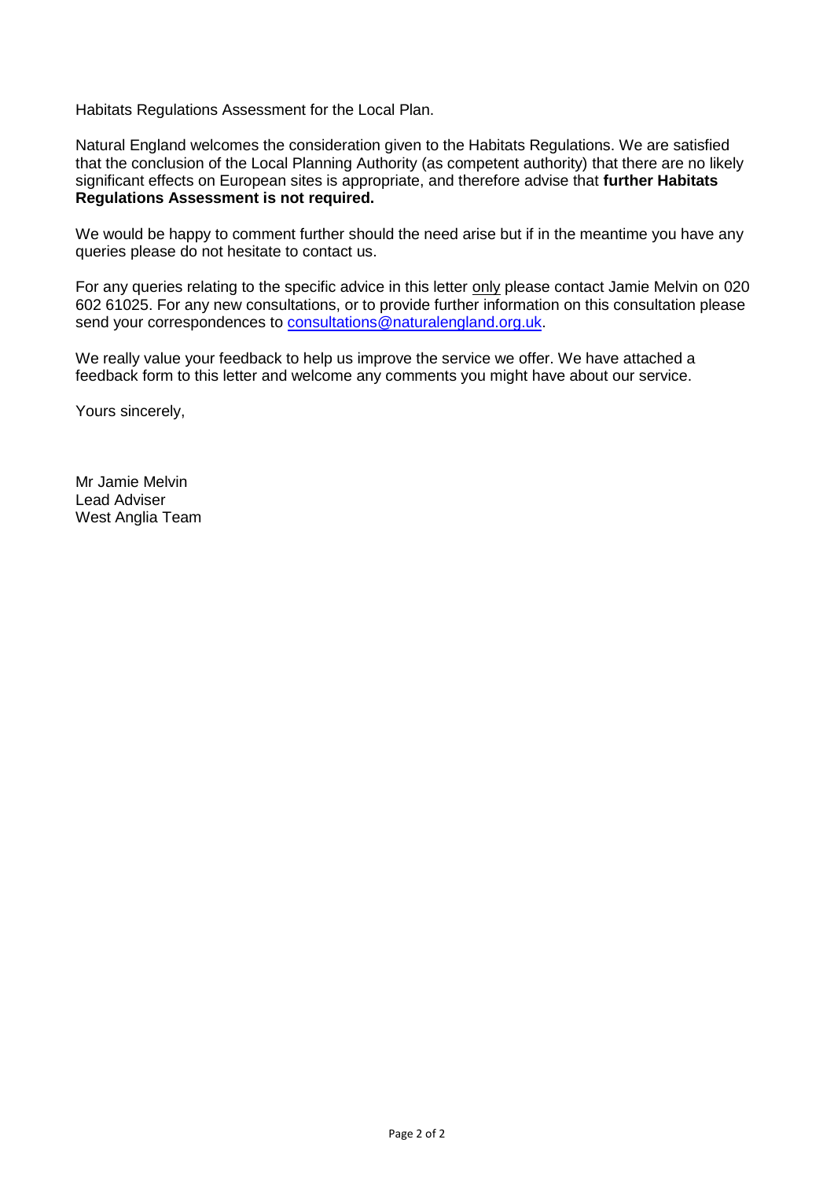Habitats Regulations Assessment for the Local Plan.

Natural England welcomes the consideration given to the Habitats Regulations. We are satisfied that the conclusion of the Local Planning Authority (as competent authority) that there are no likely significant effects on European sites is appropriate, and therefore advise that **further Habitats Regulations Assessment is not required.**

We would be happy to comment further should the need arise but if in the meantime you have any queries please do not hesitate to contact us.

For any queries relating to the specific advice in this letter <u>only</u> please contact Jamie Melvin on 020 602 61025. For any new consultations, or to provide further information on this consultation please send your correspondences to [consultations@naturalengland.org.uk](mailto:consultations@naturalengland.org.uk).

We really value your feedback to help us improve the service we offer. We have attached a feedback form to this letter and welcome any comments you might have about our service.

Yours sincerely,

Mr Jamie Melvin
Lead Adviser
West Anglia Team